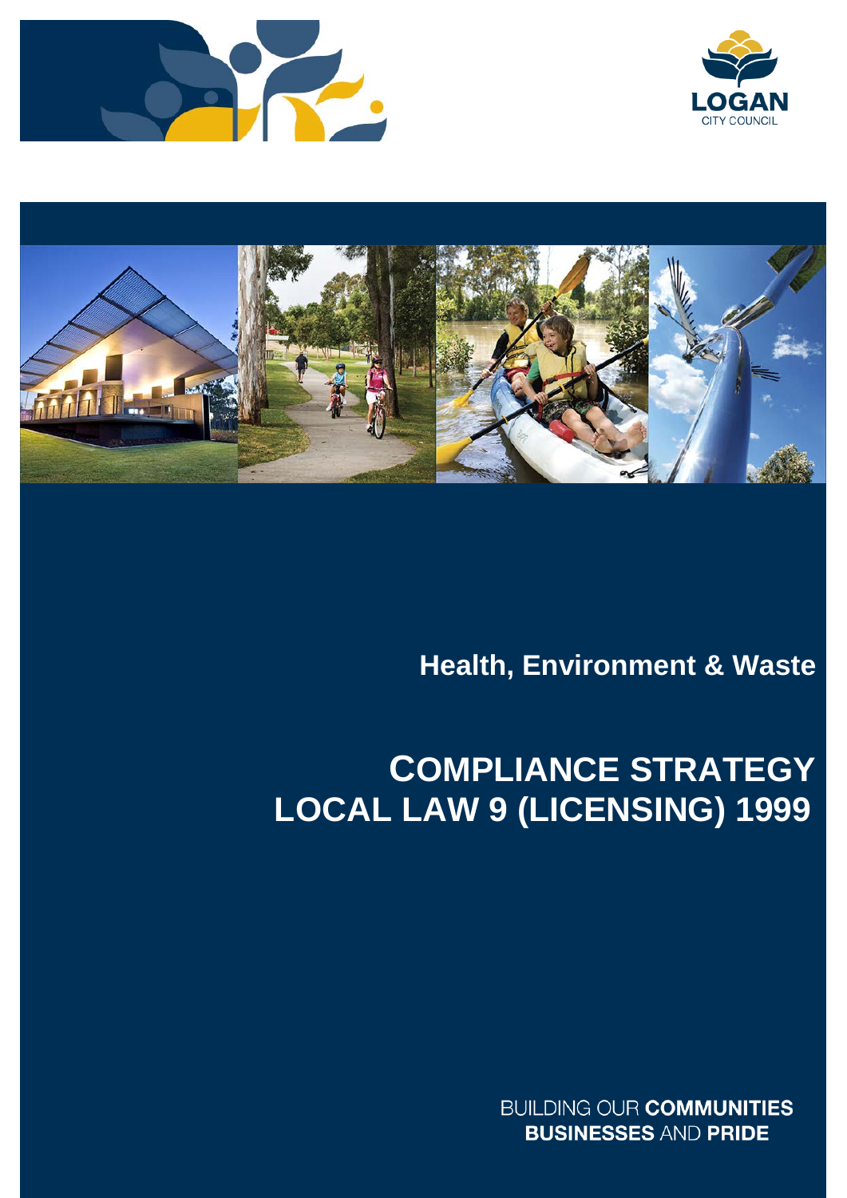LOGAN CITY COUNCIL

Health, Environment & Waste

# COMPLIANCE STRATEGY LOCAL LAW 9 (LICENSING) 1999

BUILDING OUR **COMMUNITIES BUSINESSES** AND **PRIDE**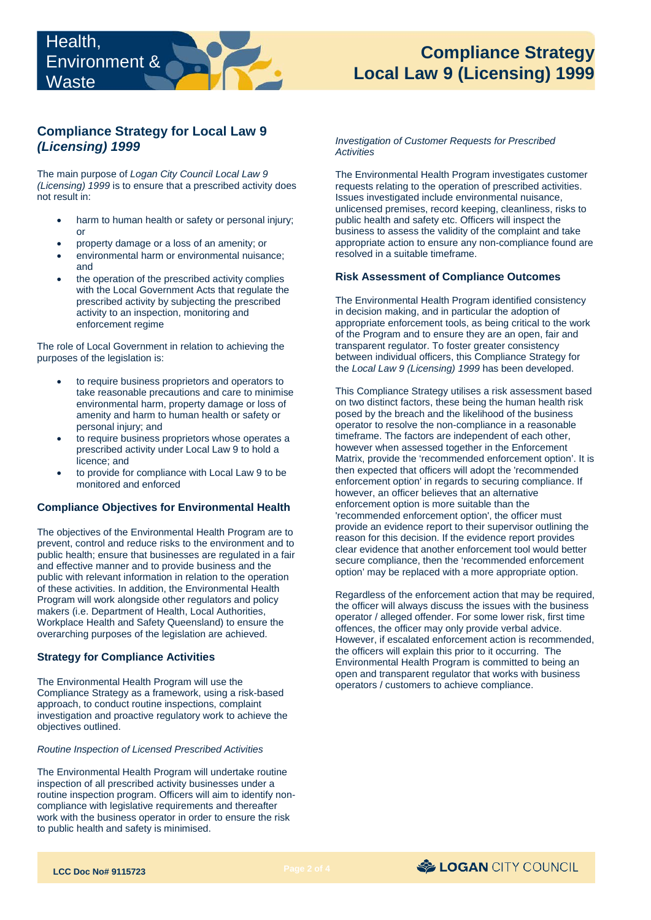## Compliance Strategy for Local Law 9 *(Licensing) 1999*

The main purpose of *Logan City Council Local Law 9 (Licensing) 1999* is to ensure that a prescribed activity does not result in:

- harm to human health or safety or personal injury; or
- property damage or a loss of an amenity; or
- environmental harm or environmental nuisance; and
- the operation of the prescribed activity complies with the Local Government Acts that regulate the prescribed activity by subjecting the prescribed activity to an inspection, monitoring and enforcement regime

The role of Local Government in relation to achieving the purposes of the legislation is:

- to require business proprietors and operators to take reasonable precautions and care to minimise environmental harm, property damage or loss of amenity and harm to human health or safety or personal injury; and
- to require business proprietors whose operates a prescribed activity under Local Law 9 to hold a licence; and
- to provide for compliance with Local Law 9 to be monitored and enforced

### Compliance Objectives for Environmental Health

The objectives of the Environmental Health Program are to prevent, control and reduce risks to the environment and to public health; ensure that businesses are regulated in a fair and effective manner and to provide business and the public with relevant information in relation to the operation of these activities. In addition, the Environmental Health Program will work alongside other regulators and policy makers (i.e. Department of Health, Local Authorities, Workplace Health and Safety Queensland) to ensure the overarching purposes of the legislation are achieved.

### Strategy for Compliance Activities

The Environmental Health Program will use the Compliance Strategy as a framework, using a risk-based approach, to conduct routine inspections, complaint investigation and proactive regulatory work to achieve the objectives outlined.

*Routine Inspection of Licensed Prescribed Activities*

The Environmental Health Program will undertake routine inspection of all prescribed activity businesses under a routine inspection program. Officers will aim to identify non-compliance with legislative requirements and thereafter work with the business operator in order to ensure the risk to public health and safety is minimised.

*Investigation of Customer Requests for Prescribed Activities*

The Environmental Health Program investigates customer requests relating to the operation of prescribed activities. Issues investigated include environmental nuisance, unlicensed premises, record keeping, cleanliness, risks to public health and safety etc. Officers will inspect the business to assess the validity of the complaint and take appropriate action to ensure any non-compliance found are resolved in a suitable timeframe.

### Risk Assessment of Compliance Outcomes

The Environmental Health Program identified consistency in decision making, and in particular the adoption of appropriate enforcement tools, as being critical to the work of the Program and to ensure they are an open, fair and transparent regulator. To foster greater consistency between individual officers, this Compliance Strategy for the *Local Law 9 (Licensing) 1999* has been developed.

This Compliance Strategy utilises a risk assessment based on two distinct factors, these being the human health risk posed by the breach and the likelihood of the business operator to resolve the non-compliance in a reasonable timeframe. The factors are independent of each other, however when assessed together in the Enforcement Matrix, provide the 'recommended enforcement option'. It is then expected that officers will adopt the 'recommended enforcement option' in regards to securing compliance. If however, an officer believes that an alternative enforcement option is more suitable than the 'recommended enforcement option', the officer must provide an evidence report to their supervisor outlining the reason for this decision. If the evidence report provides clear evidence that another enforcement tool would better secure compliance, then the 'recommended enforcement option' may be replaced with a more appropriate option.

Regardless of the enforcement action that may be required, the officer will always discuss the issues with the business operator / alleged offender. For some lower risk, first time offences, the officer may only provide verbal advice. However, if escalated enforcement action is recommended, the officers will explain this prior to it occurring. The Environmental Health Program is committed to being an open and transparent regulator that works with business operators / customers to achieve compliance.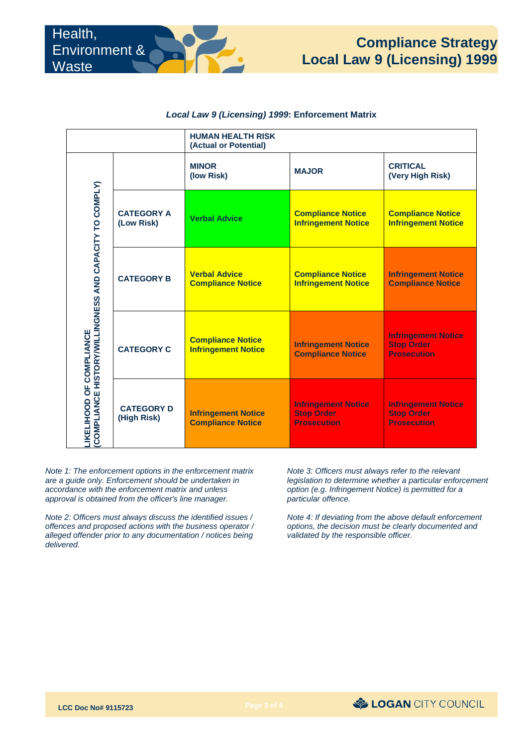***Local Law 9 (Licensing) 1999*: Enforcement Matrix**

| | | HUMAN HEALTH RISK (Actual or Potential) | | |
|---|---|---|---|---|
| **LIKELIHOOD OF COMPLIANCE (COMPLIANCE HISTORY/WILLINGNESS AND CAPACITY TO COMPLY)** | | **MINOR (low Risk)** | **MAJOR** | **CRITICAL (Very High Risk)** |
| | **CATEGORY A (Low Risk)** | Verbal Advice | Compliance Notice<br>Infringement Notice | Compliance Notice<br>Infringement Notice |
| | **CATEGORY B** | Verbal Advice<br>Compliance Notice | Compliance Notice<br>Infringement Notice | Infringement Notice<br>Compliance Notice |
| | **CATEGORY C** | Compliance Notice<br>Infringement Notice | Infringement Notice<br>Compliance Notice | Infringement Notice<br>Stop Order<br>Prosecution |
| | **CATEGORY D (High Risk)** | Infringement Notice<br>Compliance Notice | Infringement Notice<br>Stop Order<br>Prosecution | Infringement Notice<br>Stop Order<br>Prosecution |

*Note 1: The enforcement options in the enforcement matrix are a guide only. Enforcement should be undertaken in accordance with the enforcement matrix and unless approval is obtained from the officer's line manager.*

*Note 2: Officers must always discuss the identified issues / offences and proposed actions with the business operator / alleged offender prior to any documentation / notices being delivered.*

*Note 3: Officers must always refer to the relevant legislation to determine whether a particular enforcement option (e.g. Infringement Notice) is permitted for a particular offence.*

*Note 4: If deviating from the above default enforcement options, the decision must be clearly documented and validated by the responsible officer.*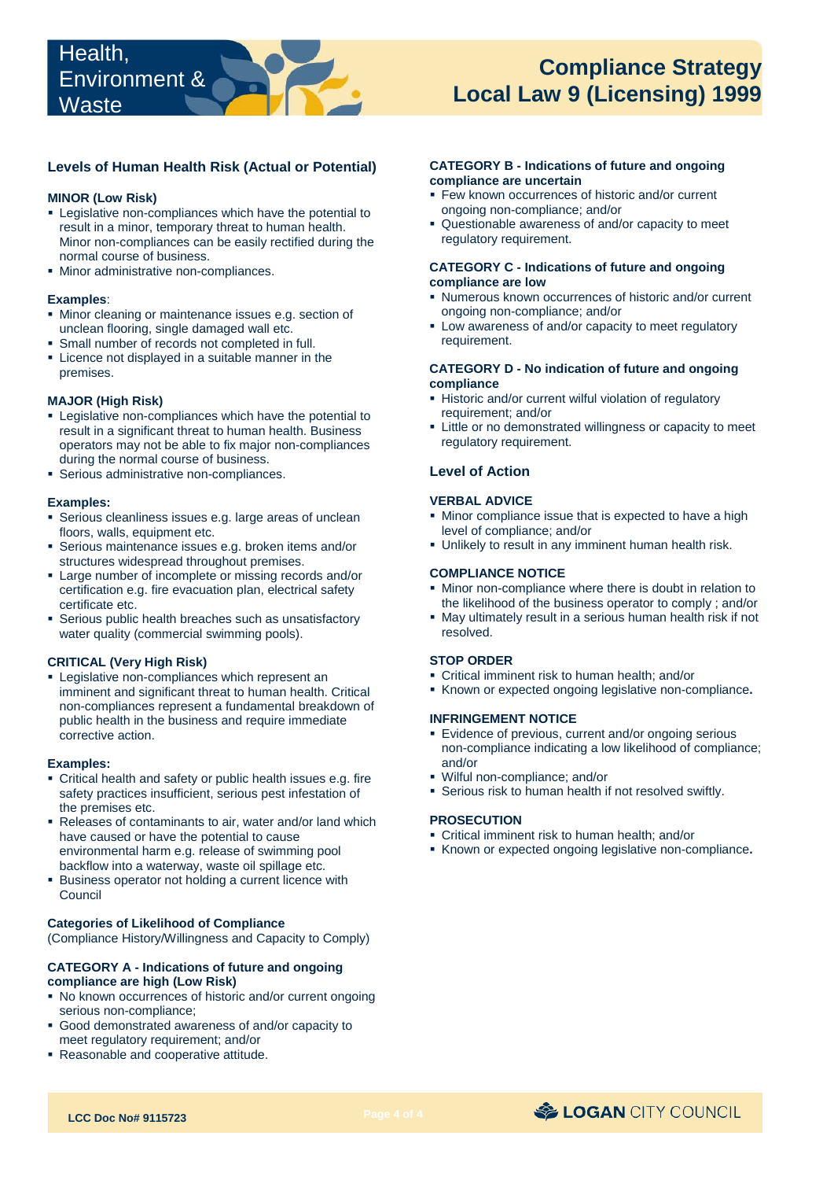## Levels of Human Health Risk (Actual or Potential)

### MINOR (Low Risk)

- Legislative non-compliances which have the potential to result in a minor, temporary threat to human health. Minor non-compliances can be easily rectified during the normal course of business.
- Minor administrative non-compliances.

**Examples**:

- Minor cleaning or maintenance issues e.g. section of unclean flooring, single damaged wall etc.
- Small number of records not completed in full.
- Licence not displayed in a suitable manner in the premises.

### MAJOR (High Risk)

- Legislative non-compliances which have the potential to result in a significant threat to human health. Business operators may not be able to fix major non-compliances during the normal course of business.
- Serious administrative non-compliances.

**Examples:**

- Serious cleanliness issues e.g. large areas of unclean floors, walls, equipment etc.
- Serious maintenance issues e.g. broken items and/or structures widespread throughout premises.
- Large number of incomplete or missing records and/or certification e.g. fire evacuation plan, electrical safety certificate etc.
- Serious public health breaches such as unsatisfactory water quality (commercial swimming pools).

### CRITICAL (Very High Risk)

- Legislative non-compliances which represent an imminent and significant threat to human health. Critical non-compliances represent a fundamental breakdown of public health in the business and require immediate corrective action.

**Examples:**

- Critical health and safety or public health issues e.g. fire safety practices insufficient, serious pest infestation of the premises etc.
- Releases of contaminants to air, water and/or land which have caused or have the potential to cause environmental harm e.g. release of swimming pool backflow into a waterway, waste oil spillage etc.
- Business operator not holding a current licence with Council

### Categories of Likelihood of Compliance

(Compliance History/Willingness and Capacity to Comply)

### CATEGORY A - Indications of future and ongoing compliance are high (Low Risk)

- No known occurrences of historic and/or current ongoing serious non-compliance;
- Good demonstrated awareness of and/or capacity to meet regulatory requirement; and/or
- Reasonable and cooperative attitude.

### CATEGORY B - Indications of future and ongoing compliance are uncertain

- Few known occurrences of historic and/or current ongoing non-compliance; and/or
- Questionable awareness of and/or capacity to meet regulatory requirement.

### CATEGORY C - Indications of future and ongoing compliance are low

- Numerous known occurrences of historic and/or current ongoing non-compliance; and/or
- Low awareness of and/or capacity to meet regulatory requirement.

### CATEGORY D - No indication of future and ongoing compliance

- Historic and/or current wilful violation of regulatory requirement; and/or
- Little or no demonstrated willingness or capacity to meet regulatory requirement.

## Level of Action

### VERBAL ADVICE

- Minor compliance issue that is expected to have a high level of compliance; and/or
- Unlikely to result in any imminent human health risk.

### COMPLIANCE NOTICE

- Minor non-compliance where there is doubt in relation to the likelihood of the business operator to comply ; and/or
- May ultimately result in a serious human health risk if not resolved.

### STOP ORDER

- Critical imminent risk to human health; and/or
- Known or expected ongoing legislative non-compliance.

### INFRINGEMENT NOTICE

- Evidence of previous, current and/or ongoing serious non-compliance indicating a low likelihood of compliance; and/or
- Wilful non-compliance; and/or
- Serious risk to human health if not resolved swiftly.

### PROSECUTION

- Critical imminent risk to human health; and/or
- Known or expected ongoing legislative non-compliance.